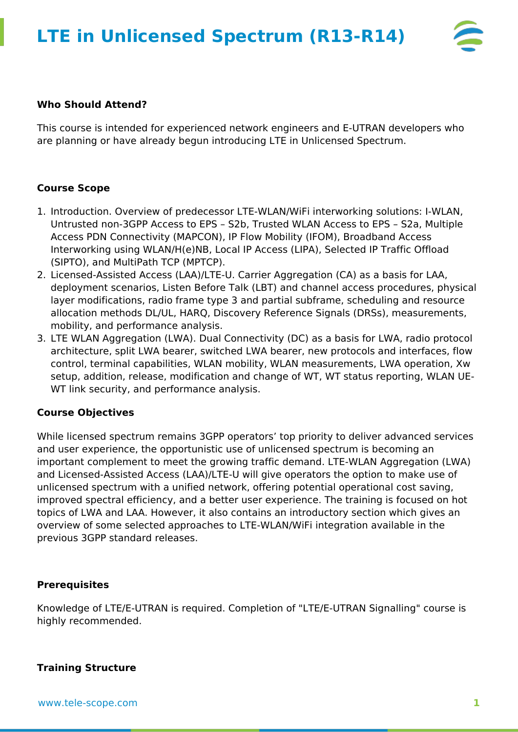# LTE in Unlicensed Spectrum (R13-R14)

**Who Should Attend?**

This course is intended for experienced network engineers and E-UTRAN developers who are planning or have already begun introducing LTE in Unlicensed Spectrum.

**Course Scope**

1. Introduction. Overview of predecessor LTE-WLAN/WiFi interworking solutions: I-WLAN, Untrusted non-3GPP Access to EPS – S2b, Trusted WLAN Access to EPS – S2a, Multiple Access PDN Connectivity (MAPCON), IP Flow Mobility (IFOM), Broadband Access Interworking using WLAN/H(e)NB, Local IP Access (LIPA), Selected IP Traffic Offload (SIPTO), and MultiPath TCP (MPTCP).
2. Licensed-Assisted Access (LAA)/LTE-U. Carrier Aggregation (CA) as a basis for LAA, deployment scenarios, Listen Before Talk (LBT) and channel access procedures, physical layer modifications, radio frame type 3 and partial subframe, scheduling and resource allocation methods DL/UL, HARQ, Discovery Reference Signals (DRSs), measurements, mobility, and performance analysis.
3. LTE WLAN Aggregation (LWA). Dual Connectivity (DC) as a basis for LWA, radio protocol architecture, split LWA bearer, switched LWA bearer, new protocols and interfaces, flow control, terminal capabilities, WLAN mobility, WLAN measurements, LWA operation, Xw setup, addition, release, modification and change of WT, WT status reporting, WLAN UE-WT link security, and performance analysis.

**Course Objectives**

While licensed spectrum remains 3GPP operators' top priority to deliver advanced services and user experience, the opportunistic use of unlicensed spectrum is becoming an important complement to meet the growing traffic demand. LTE-WLAN Aggregation (LWA) and Licensed-Assisted Access (LAA)/LTE-U will give operators the option to make use of unlicensed spectrum with a unified network, offering potential operational cost saving, improved spectral efficiency, and a better user experience. The training is focused on hot topics of LWA and LAA. However, it also contains an introductory section which gives an overview of some selected approaches to LTE-WLAN/WiFi integration available in the previous 3GPP standard releases.

**Prerequisites**

Knowledge of LTE/E-UTRAN is required. Completion of "LTE/E-UTRAN Signalling" course is highly recommended.

**Training Structure**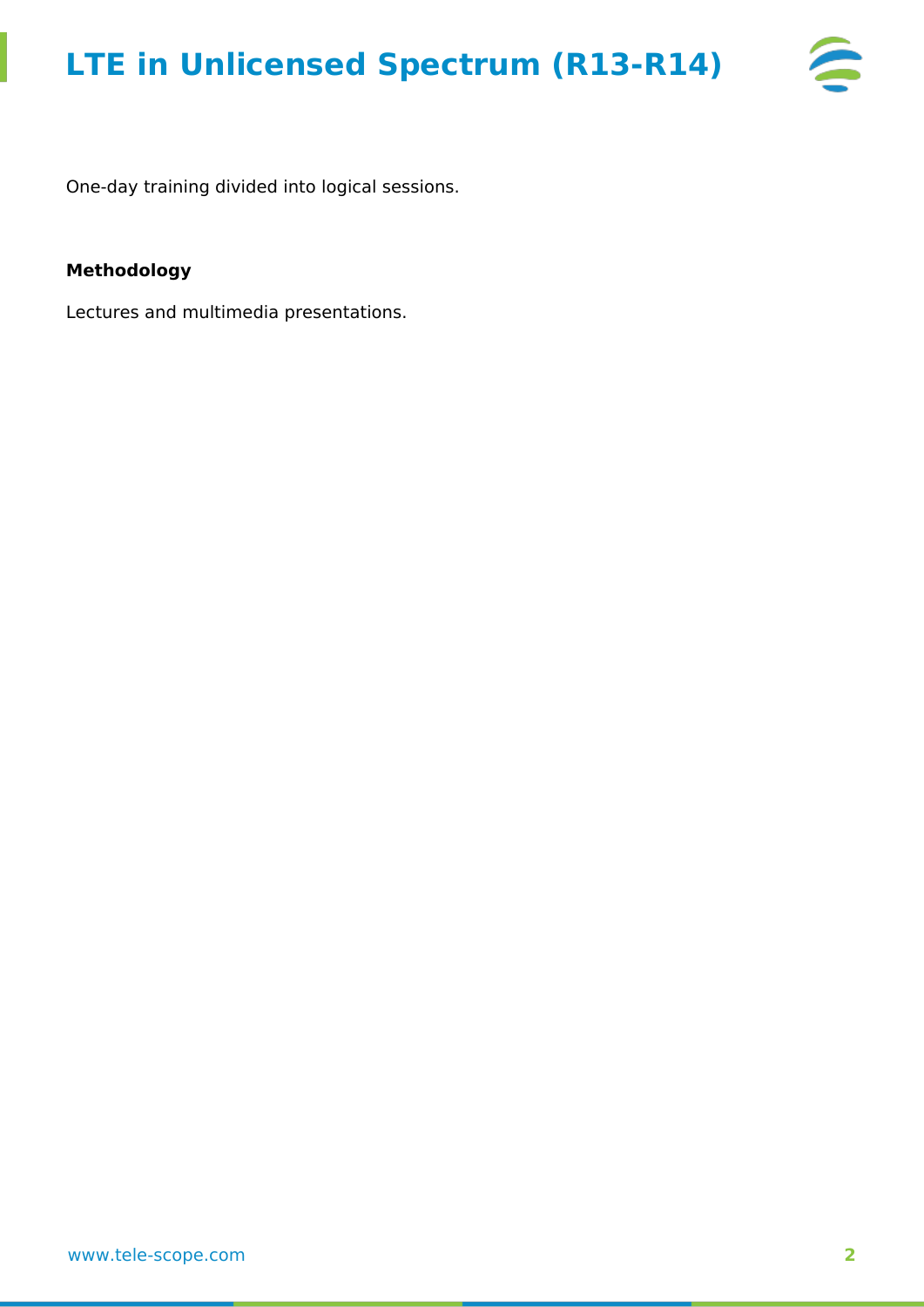One-day training divided into logical sessions.

**Methodology**

Lectures and multimedia presentations.